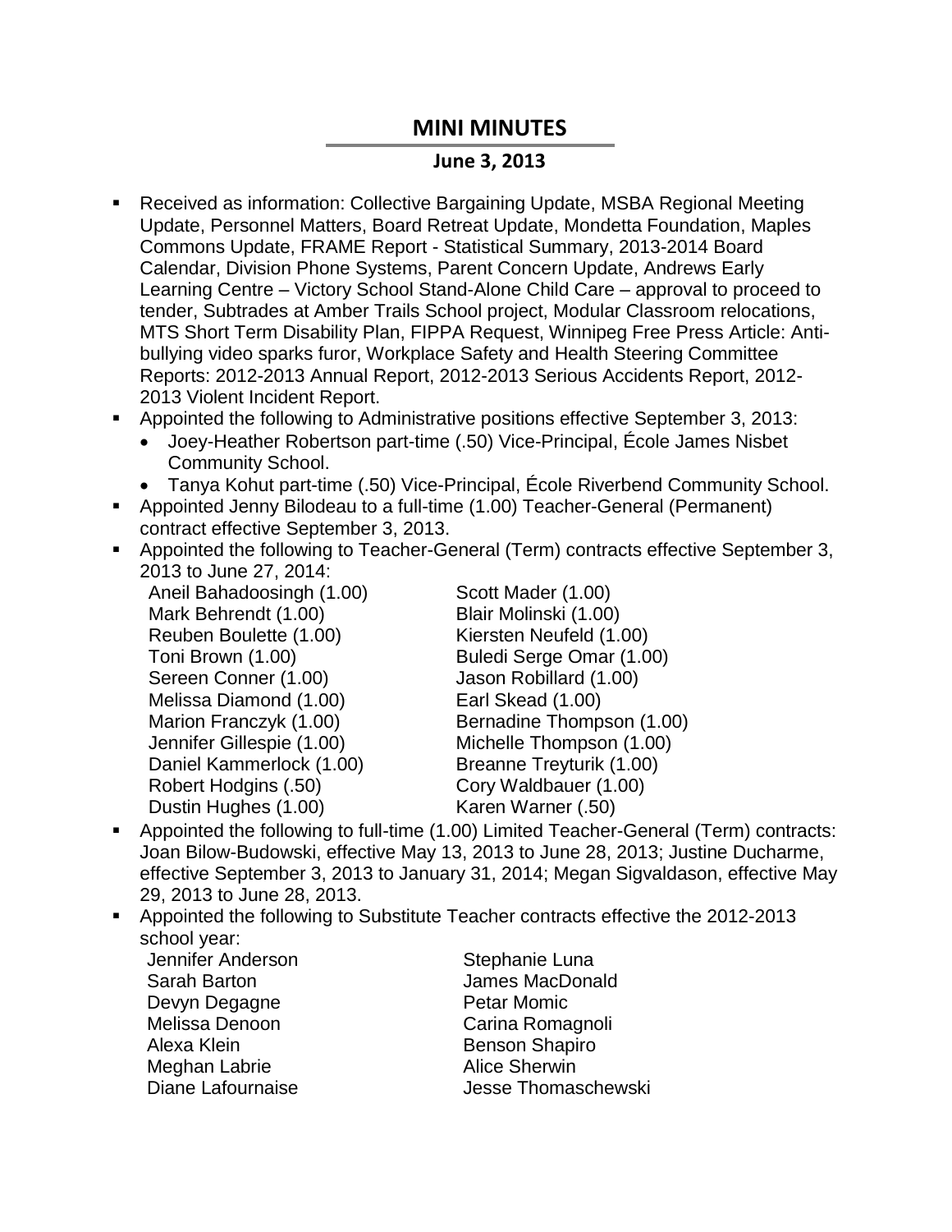# MINI MINUTES

## June 3, 2013

- Received as information: Collective Bargaining Update, MSBA Regional Meeting Update, Personnel Matters, Board Retreat Update, Mondetta Foundation, Maples Commons Update, FRAME Report - Statistical Summary, 2013-2014 Board Calendar, Division Phone Systems, Parent Concern Update, Andrews Early Learning Centre – Victory School Stand-Alone Child Care – approval to proceed to tender, Subtrades at Amber Trails School project, Modular Classroom relocations, MTS Short Term Disability Plan, FIPPA Request, Winnipeg Free Press Article: Anti-bullying video sparks furor, Workplace Safety and Health Steering Committee Reports: 2012-2013 Annual Report, 2012-2013 Serious Accidents Report, 2012-2013 Violent Incident Report.
- Appointed the following to Administrative positions effective September 3, 2013:
  - Joey-Heather Robertson part-time (.50) Vice-Principal, École James Nisbet Community School.
  - Tanya Kohut part-time (.50) Vice-Principal, École Riverbend Community School.
- Appointed Jenny Bilodeau to a full-time (1.00) Teacher-General (Permanent) contract effective September 3, 2013.
- Appointed the following to Teacher-General (Term) contracts effective September 3, 2013 to June 27, 2014:

  Aneil Bahadoosingh (1.00)
  Mark Behrendt (1.00)
  Reuben Boulette (1.00)
  Toni Brown (1.00)
  Sereen Conner (1.00)
  Melissa Diamond (1.00)
  Marion Franczyk (1.00)
  Jennifer Gillespie (1.00)
  Daniel Kammerlock (1.00)
  Robert Hodgins (.50)
  Dustin Hughes (1.00)
  Scott Mader (1.00)
  Blair Molinski (1.00)
  Kiersten Neufeld (1.00)
  Buledi Serge Omar (1.00)
  Jason Robillard (1.00)
  Earl Skead (1.00)
  Bernadine Thompson (1.00)
  Michelle Thompson (1.00)
  Breanne Treyturik (1.00)
  Cory Waldbauer (1.00)
  Karen Warner (.50)

- Appointed the following to full-time (1.00) Limited Teacher-General (Term) contracts: Joan Bilow-Budowski, effective May 13, 2013 to June 28, 2013; Justine Ducharme, effective September 3, 2013 to January 31, 2014; Megan Sigvaldason, effective May 29, 2013 to June 28, 2013.
- Appointed the following to Substitute Teacher contracts effective the 2012-2013 school year:

  Jennifer Anderson
  Sarah Barton
  Devyn Degagne
  Melissa Denoon
  Alexa Klein
  Meghan Labrie
  Diane Lafournaise
  Stephanie Luna
  James MacDonald
  Petar Momic
  Carina Romagnoli
  Benson Shapiro
  Alice Sherwin
  Jesse Thomaschewski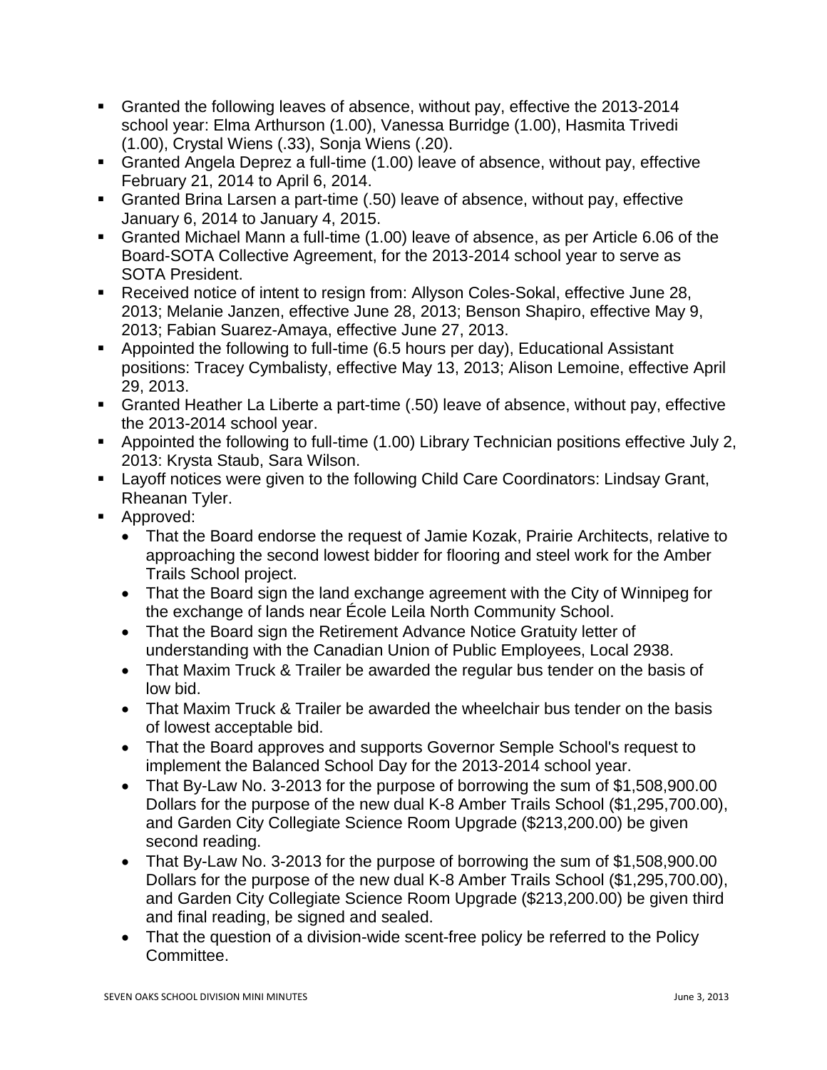- Granted the following leaves of absence, without pay, effective the 2013-2014 school year: Elma Arthurson (1.00), Vanessa Burridge (1.00), Hasmita Trivedi (1.00), Crystal Wiens (.33), Sonja Wiens (.20).
- Granted Angela Deprez a full-time (1.00) leave of absence, without pay, effective February 21, 2014 to April 6, 2014.
- Granted Brina Larsen a part-time (.50) leave of absence, without pay, effective January 6, 2014 to January 4, 2015.
- Granted Michael Mann a full-time (1.00) leave of absence, as per Article 6.06 of the Board-SOTA Collective Agreement, for the 2013-2014 school year to serve as SOTA President.
- Received notice of intent to resign from: Allyson Coles-Sokal, effective June 28, 2013; Melanie Janzen, effective June 28, 2013; Benson Shapiro, effective May 9, 2013; Fabian Suarez-Amaya, effective June 27, 2013.
- Appointed the following to full-time (6.5 hours per day), Educational Assistant positions: Tracey Cymbalisty, effective May 13, 2013; Alison Lemoine, effective April 29, 2013.
- Granted Heather La Liberte a part-time (.50) leave of absence, without pay, effective the 2013-2014 school year.
- Appointed the following to full-time (1.00) Library Technician positions effective July 2, 2013: Krysta Staub, Sara Wilson.
- Layoff notices were given to the following Child Care Coordinators: Lindsay Grant, Rheanan Tyler.
- Approved:
  - That the Board endorse the request of Jamie Kozak, Prairie Architects, relative to approaching the second lowest bidder for flooring and steel work for the Amber Trails School project.
  - That the Board sign the land exchange agreement with the City of Winnipeg for the exchange of lands near École Leila North Community School.
  - That the Board sign the Retirement Advance Notice Gratuity letter of understanding with the Canadian Union of Public Employees, Local 2938.
  - That Maxim Truck & Trailer be awarded the regular bus tender on the basis of low bid.
  - That Maxim Truck & Trailer be awarded the wheelchair bus tender on the basis of lowest acceptable bid.
  - That the Board approves and supports Governor Semple School's request to implement the Balanced School Day for the 2013-2014 school year.
  - That By-Law No. 3-2013 for the purpose of borrowing the sum of $1,508,900.00 Dollars for the purpose of the new dual K-8 Amber Trails School ($1,295,700.00), and Garden City Collegiate Science Room Upgrade ($213,200.00) be given second reading.
  - That By-Law No. 3-2013 for the purpose of borrowing the sum of $1,508,900.00 Dollars for the purpose of the new dual K-8 Amber Trails School ($1,295,700.00), and Garden City Collegiate Science Room Upgrade ($213,200.00) be given third and final reading, be signed and sealed.
  - That the question of a division-wide scent-free policy be referred to the Policy Committee.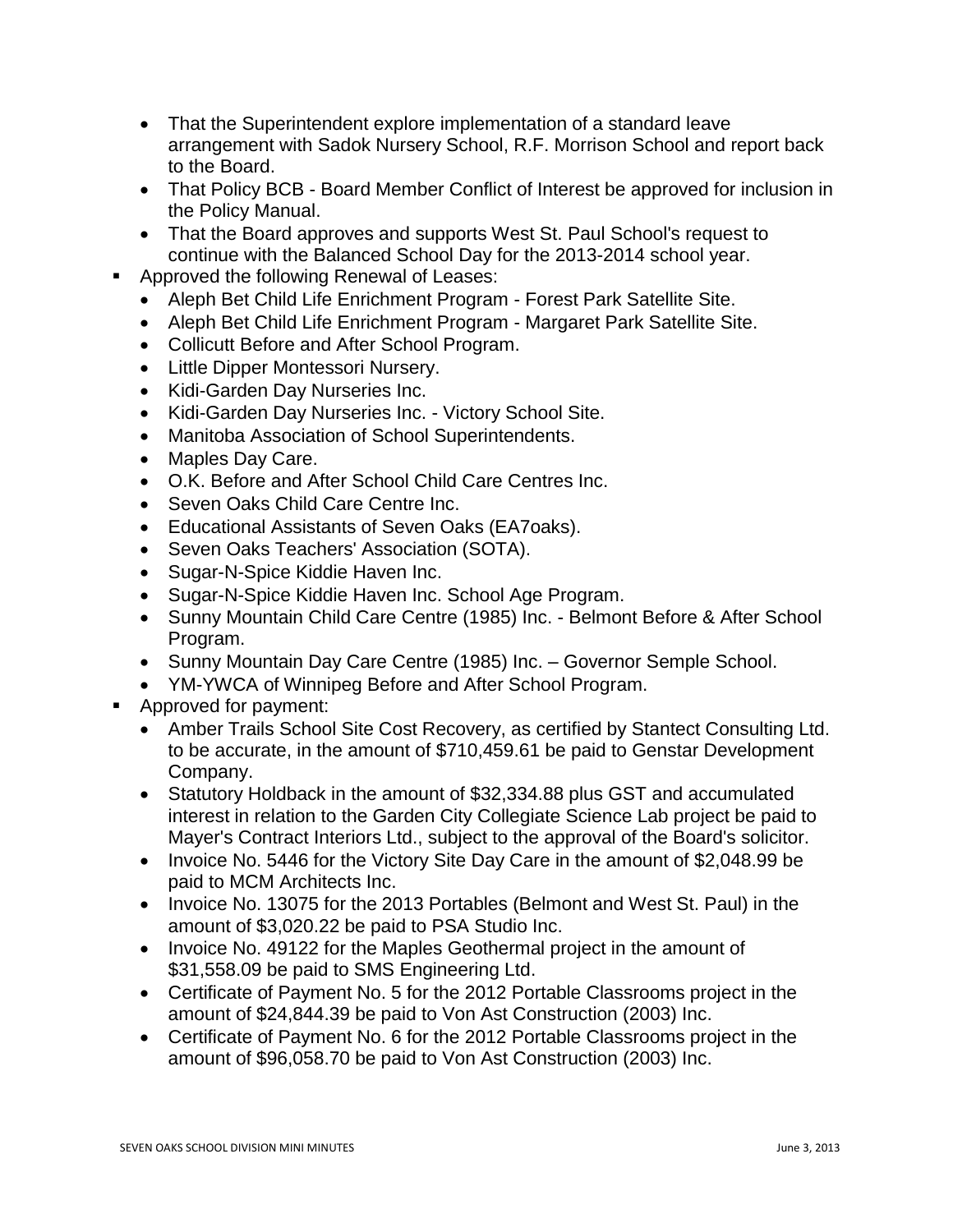- That the Superintendent explore implementation of a standard leave arrangement with Sadok Nursery School, R.F. Morrison School and report back to the Board.
- That Policy BCB - Board Member Conflict of Interest be approved for inclusion in the Policy Manual.
- That the Board approves and supports West St. Paul School's request to continue with the Balanced School Day for the 2013-2014 school year.

- Approved the following Renewal of Leases:
  - Aleph Bet Child Life Enrichment Program - Forest Park Satellite Site.
  - Aleph Bet Child Life Enrichment Program - Margaret Park Satellite Site.
  - Collicutt Before and After School Program.
  - Little Dipper Montessori Nursery.
  - Kidi-Garden Day Nurseries Inc.
  - Kidi-Garden Day Nurseries Inc. - Victory School Site.
  - Manitoba Association of School Superintendents.
  - Maples Day Care.
  - O.K. Before and After School Child Care Centres Inc.
  - Seven Oaks Child Care Centre Inc.
  - Educational Assistants of Seven Oaks (EA7oaks).
  - Seven Oaks Teachers' Association (SOTA).
  - Sugar-N-Spice Kiddie Haven Inc.
  - Sugar-N-Spice Kiddie Haven Inc. School Age Program.
  - Sunny Mountain Child Care Centre (1985) Inc. - Belmont Before & After School Program.
  - Sunny Mountain Day Care Centre (1985) Inc. – Governor Semple School.
  - YM-YWCA of Winnipeg Before and After School Program.
- Approved for payment:
  - Amber Trails School Site Cost Recovery, as certified by Stantect Consulting Ltd. to be accurate, in the amount of $710,459.61 be paid to Genstar Development Company.
  - Statutory Holdback in the amount of $32,334.88 plus GST and accumulated interest in relation to the Garden City Collegiate Science Lab project be paid to Mayer's Contract Interiors Ltd., subject to the approval of the Board's solicitor.
  - Invoice No. 5446 for the Victory Site Day Care in the amount of $2,048.99 be paid to MCM Architects Inc.
  - Invoice No. 13075 for the 2013 Portables (Belmont and West St. Paul) in the amount of $3,020.22 be paid to PSA Studio Inc.
  - Invoice No. 49122 for the Maples Geothermal project in the amount of $31,558.09 be paid to SMS Engineering Ltd.
  - Certificate of Payment No. 5 for the 2012 Portable Classrooms project in the amount of $24,844.39 be paid to Von Ast Construction (2003) Inc.
  - Certificate of Payment No. 6 for the 2012 Portable Classrooms project in the amount of $96,058.70 be paid to Von Ast Construction (2003) Inc.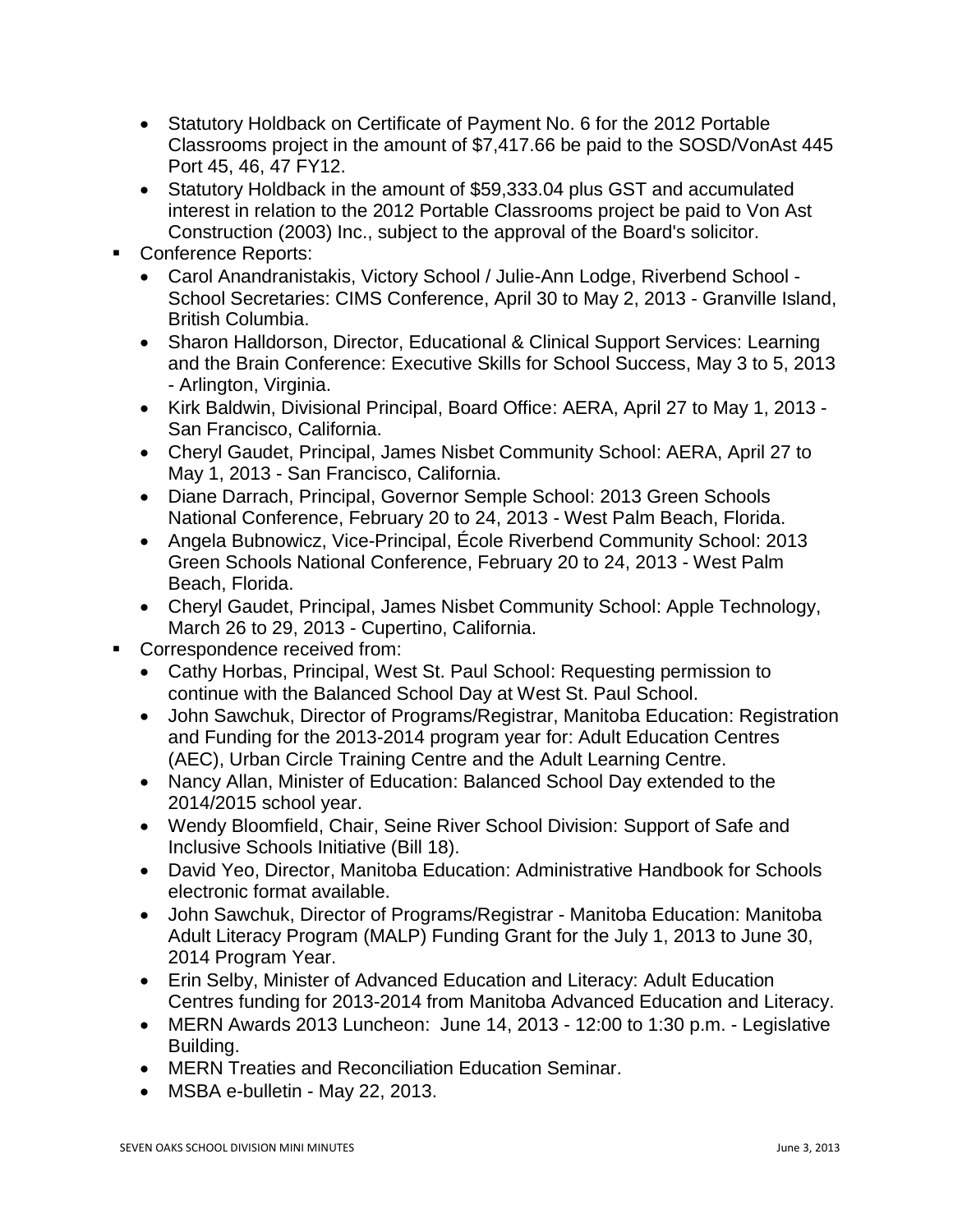- Statutory Holdback on Certificate of Payment No. 6 for the 2012 Portable Classrooms project in the amount of $7,417.66 be paid to the SOSD/VonAst 445 Port 45, 46, 47 FY12.
  - Statutory Holdback in the amount of $59,333.04 plus GST and accumulated interest in relation to the 2012 Portable Classrooms project be paid to Von Ast Construction (2003) Inc., subject to the approval of the Board's solicitor.
- Conference Reports:
  - Carol Anandranistakis, Victory School / Julie-Ann Lodge, Riverbend School - School Secretaries: CIMS Conference, April 30 to May 2, 2013 - Granville Island, British Columbia.
  - Sharon Halldorson, Director, Educational & Clinical Support Services: Learning and the Brain Conference: Executive Skills for School Success, May 3 to 5, 2013 - Arlington, Virginia.
  - Kirk Baldwin, Divisional Principal, Board Office: AERA, April 27 to May 1, 2013 - San Francisco, California.
  - Cheryl Gaudet, Principal, James Nisbet Community School: AERA, April 27 to May 1, 2013 - San Francisco, California.
  - Diane Darrach, Principal, Governor Semple School: 2013 Green Schools National Conference, February 20 to 24, 2013 - West Palm Beach, Florida.
  - Angela Bubnowicz, Vice-Principal, École Riverbend Community School: 2013 Green Schools National Conference, February 20 to 24, 2013 - West Palm Beach, Florida.
  - Cheryl Gaudet, Principal, James Nisbet Community School: Apple Technology, March 26 to 29, 2013 - Cupertino, California.
- Correspondence received from:
  - Cathy Horbas, Principal, West St. Paul School: Requesting permission to continue with the Balanced School Day at West St. Paul School.
  - John Sawchuk, Director of Programs/Registrar, Manitoba Education: Registration and Funding for the 2013-2014 program year for: Adult Education Centres (AEC), Urban Circle Training Centre and the Adult Learning Centre.
  - Nancy Allan, Minister of Education: Balanced School Day extended to the 2014/2015 school year.
  - Wendy Bloomfield, Chair, Seine River School Division: Support of Safe and Inclusive Schools Initiative (Bill 18).
  - David Yeo, Director, Manitoba Education: Administrative Handbook for Schools electronic format available.
  - John Sawchuk, Director of Programs/Registrar - Manitoba Education: Manitoba Adult Literacy Program (MALP) Funding Grant for the July 1, 2013 to June 30, 2014 Program Year.
  - Erin Selby, Minister of Advanced Education and Literacy: Adult Education Centres funding for 2013-2014 from Manitoba Advanced Education and Literacy.
  - MERN Awards 2013 Luncheon: June 14, 2013 - 12:00 to 1:30 p.m. - Legislative Building.
  - MERN Treaties and Reconciliation Education Seminar.
  - MSBA e-bulletin - May 22, 2013.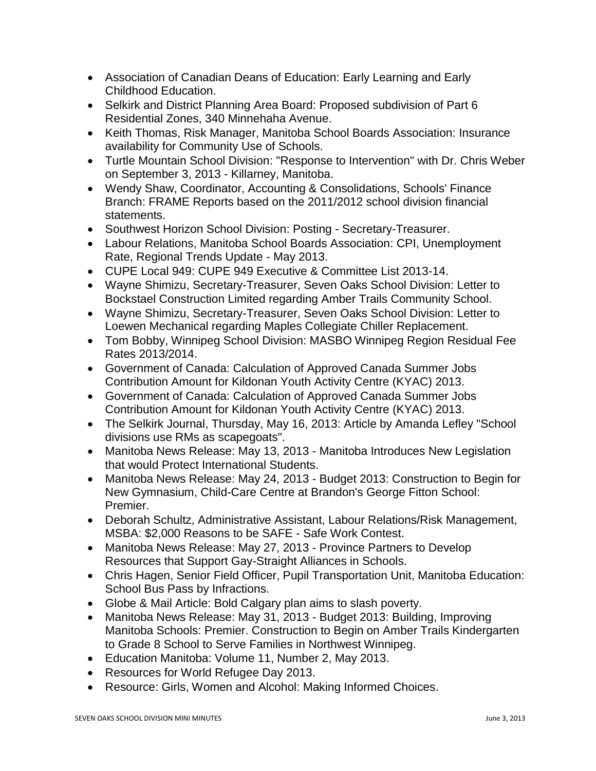- Association of Canadian Deans of Education: Early Learning and Early Childhood Education.
- Selkirk and District Planning Area Board: Proposed subdivision of Part 6 Residential Zones, 340 Minnehaha Avenue.
- Keith Thomas, Risk Manager, Manitoba School Boards Association: Insurance availability for Community Use of Schools.
- Turtle Mountain School Division: "Response to Intervention" with Dr. Chris Weber on September 3, 2013 - Killarney, Manitoba.
- Wendy Shaw, Coordinator, Accounting & Consolidations, Schools' Finance Branch: FRAME Reports based on the 2011/2012 school division financial statements.
- Southwest Horizon School Division: Posting - Secretary-Treasurer.
- Labour Relations, Manitoba School Boards Association: CPI, Unemployment Rate, Regional Trends Update - May 2013.
- CUPE Local 949: CUPE 949 Executive & Committee List 2013-14.
- Wayne Shimizu, Secretary-Treasurer, Seven Oaks School Division: Letter to Bockstael Construction Limited regarding Amber Trails Community School.
- Wayne Shimizu, Secretary-Treasurer, Seven Oaks School Division: Letter to Loewen Mechanical regarding Maples Collegiate Chiller Replacement.
- Tom Bobby, Winnipeg School Division: MASBO Winnipeg Region Residual Fee Rates 2013/2014.
- Government of Canada: Calculation of Approved Canada Summer Jobs Contribution Amount for Kildonan Youth Activity Centre (KYAC) 2013.
- Government of Canada: Calculation of Approved Canada Summer Jobs Contribution Amount for Kildonan Youth Activity Centre (KYAC) 2013.
- The Selkirk Journal, Thursday, May 16, 2013: Article by Amanda Lefley "School divisions use RMs as scapegoats".
- Manitoba News Release: May 13, 2013 - Manitoba Introduces New Legislation that would Protect International Students.
- Manitoba News Release: May 24, 2013 - Budget 2013: Construction to Begin for New Gymnasium, Child-Care Centre at Brandon's George Fitton School: Premier.
- Deborah Schultz, Administrative Assistant, Labour Relations/Risk Management, MSBA: $2,000 Reasons to be SAFE - Safe Work Contest.
- Manitoba News Release: May 27, 2013 - Province Partners to Develop Resources that Support Gay-Straight Alliances in Schools.
- Chris Hagen, Senior Field Officer, Pupil Transportation Unit, Manitoba Education: School Bus Pass by Infractions.
- Globe & Mail Article: Bold Calgary plan aims to slash poverty.
- Manitoba News Release: May 31, 2013 - Budget 2013: Building, Improving Manitoba Schools: Premier. Construction to Begin on Amber Trails Kindergarten to Grade 8 School to Serve Families in Northwest Winnipeg.
- Education Manitoba: Volume 11, Number 2, May 2013.
- Resources for World Refugee Day 2013.
- Resource: Girls, Women and Alcohol: Making Informed Choices.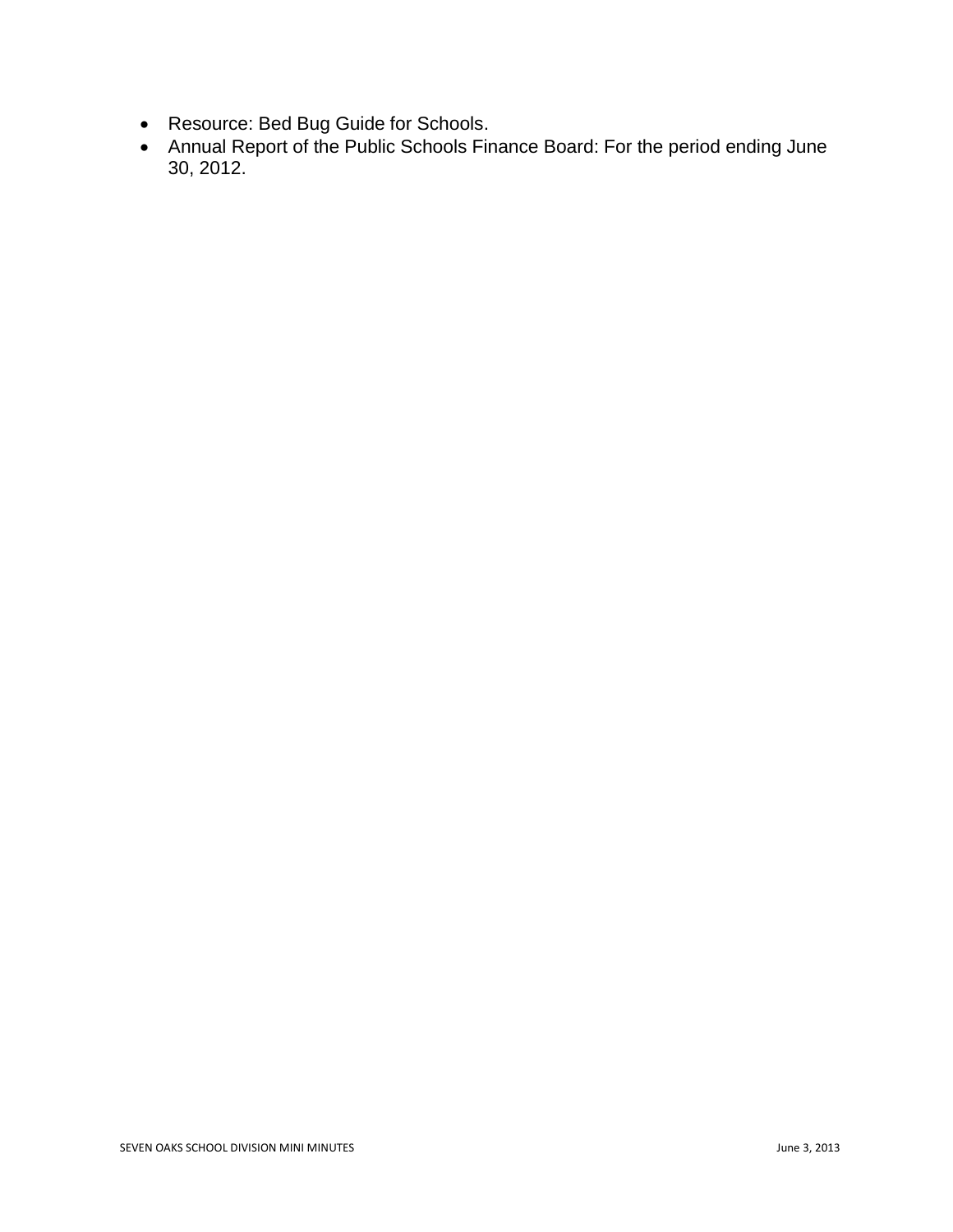- Resource: Bed Bug Guide for Schools.
- Annual Report of the Public Schools Finance Board: For the period ending June 30, 2012.